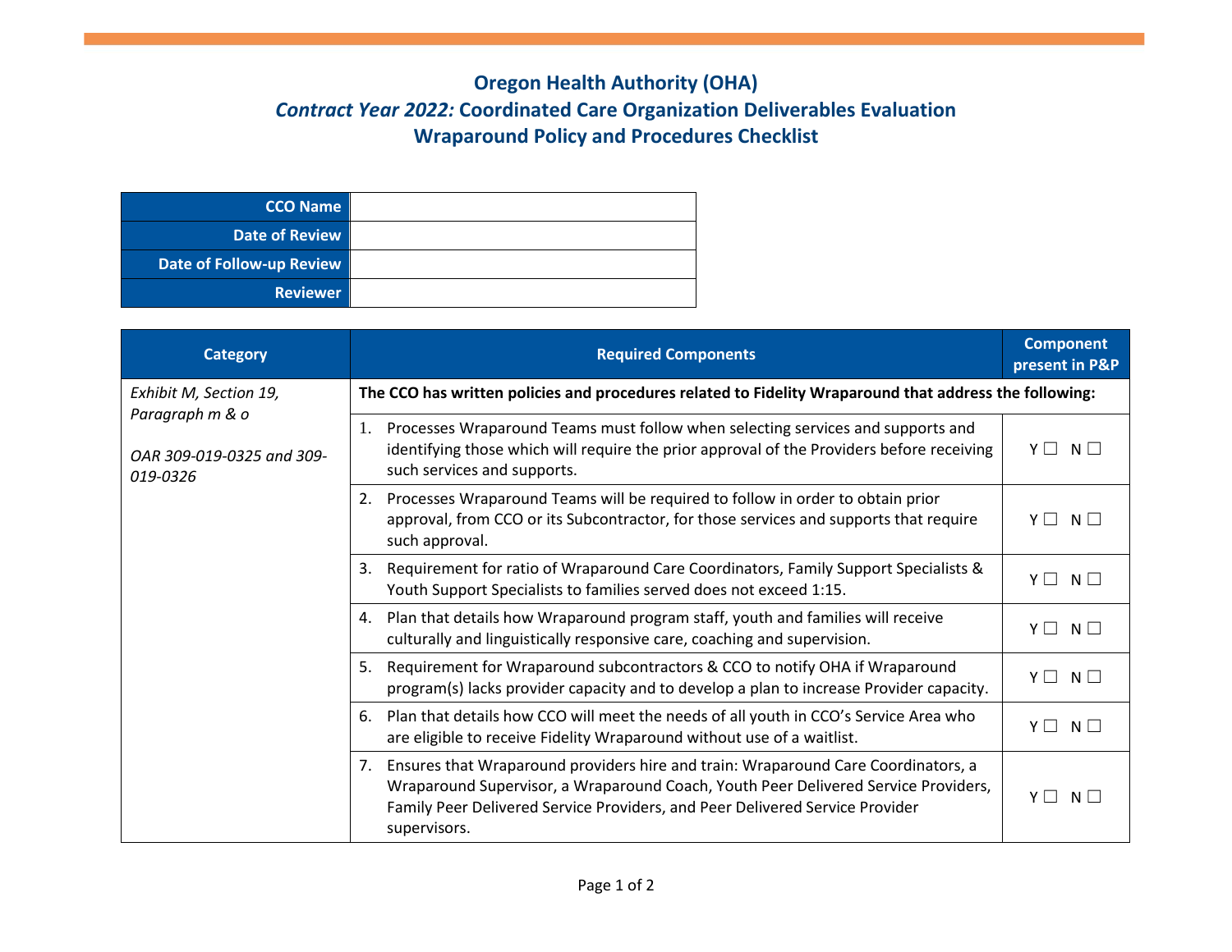# Oregon Health Authority (OHA)

## *Contract Year 2022:* Coordinated Care Organization Deliverables Evaluation

## Wraparound Policy and Procedures Checklist

| | |
|---|---|
| **CCO Name** | |
| **Date of Review** | |
| **Date of Follow-up Review** | |
| **Reviewer** | |

| Category | Required Components | Component present in P&P |
|---|---|---|
| *Exhibit M, Section 19, Paragraph m & o*<br><br>*OAR 309-019-0325 and 309-019-0326* | **The CCO has written policies and procedures related to Fidelity Wraparound that address the following:** | |
| | 1. Processes Wraparound Teams must follow when selecting services and supports and identifying those which will require the prior approval of the Providers before receiving such services and supports. | Y ☐ N ☐ |
| | 2. Processes Wraparound Teams will be required to follow in order to obtain prior approval, from CCO or its Subcontractor, for those services and supports that require such approval. | Y ☐ N ☐ |
| | 3. Requirement for ratio of Wraparound Care Coordinators, Family Support Specialists & Youth Support Specialists to families served does not exceed 1:15. | Y ☐ N ☐ |
| | 4. Plan that details how Wraparound program staff, youth and families will receive culturally and linguistically responsive care, coaching and supervision. | Y ☐ N ☐ |
| | 5. Requirement for Wraparound subcontractors & CCO to notify OHA if Wraparound program(s) lacks provider capacity and to develop a plan to increase Provider capacity. | Y ☐ N ☐ |
| | 6. Plan that details how CCO will meet the needs of all youth in CCO's Service Area who are eligible to receive Fidelity Wraparound without use of a waitlist. | Y ☐ N ☐ |
| | 7. Ensures that Wraparound providers hire and train: Wraparound Care Coordinators, a Wraparound Supervisor, a Wraparound Coach, Youth Peer Delivered Service Providers, Family Peer Delivered Service Providers, and Peer Delivered Service Provider supervisors. | Y ☐ N ☐ |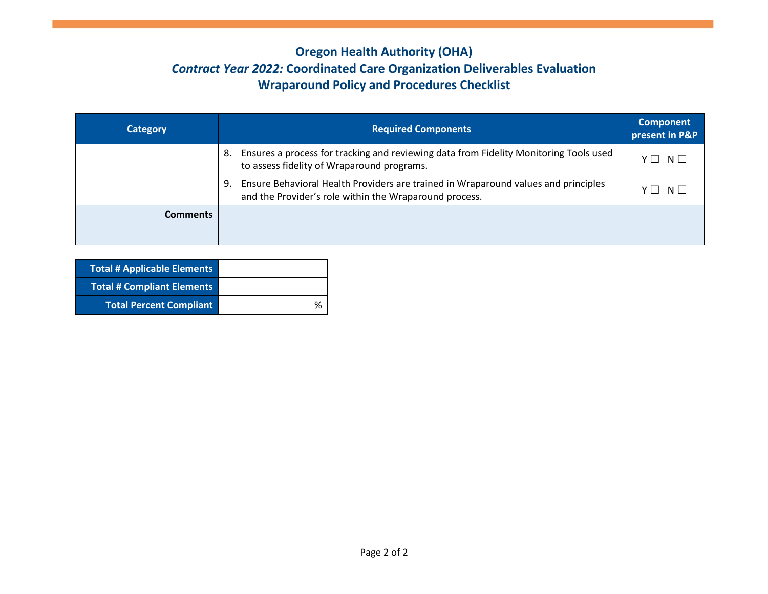# Oregon Health Authority (OHA)

## *Contract Year 2022:* Coordinated Care Organization Deliverables Evaluation

## Wraparound Policy and Procedures Checklist

| Category | Required Components | Component present in P&P |
|---|---|---|
| | 8. Ensures a process for tracking and reviewing data from Fidelity Monitoring Tools used to assess fidelity of Wraparound programs. | Y ☐ N ☐ |
| | 9. Ensure Behavioral Health Providers are trained in Wraparound values and principles and the Provider's role within the Wraparound process. | Y ☐ N ☐ |
| **Comments** | | |

| | |
|---|---|
| **Total # Applicable Elements** | |
| **Total # Compliant Elements** | |
| **Total Percent Compliant** | % |